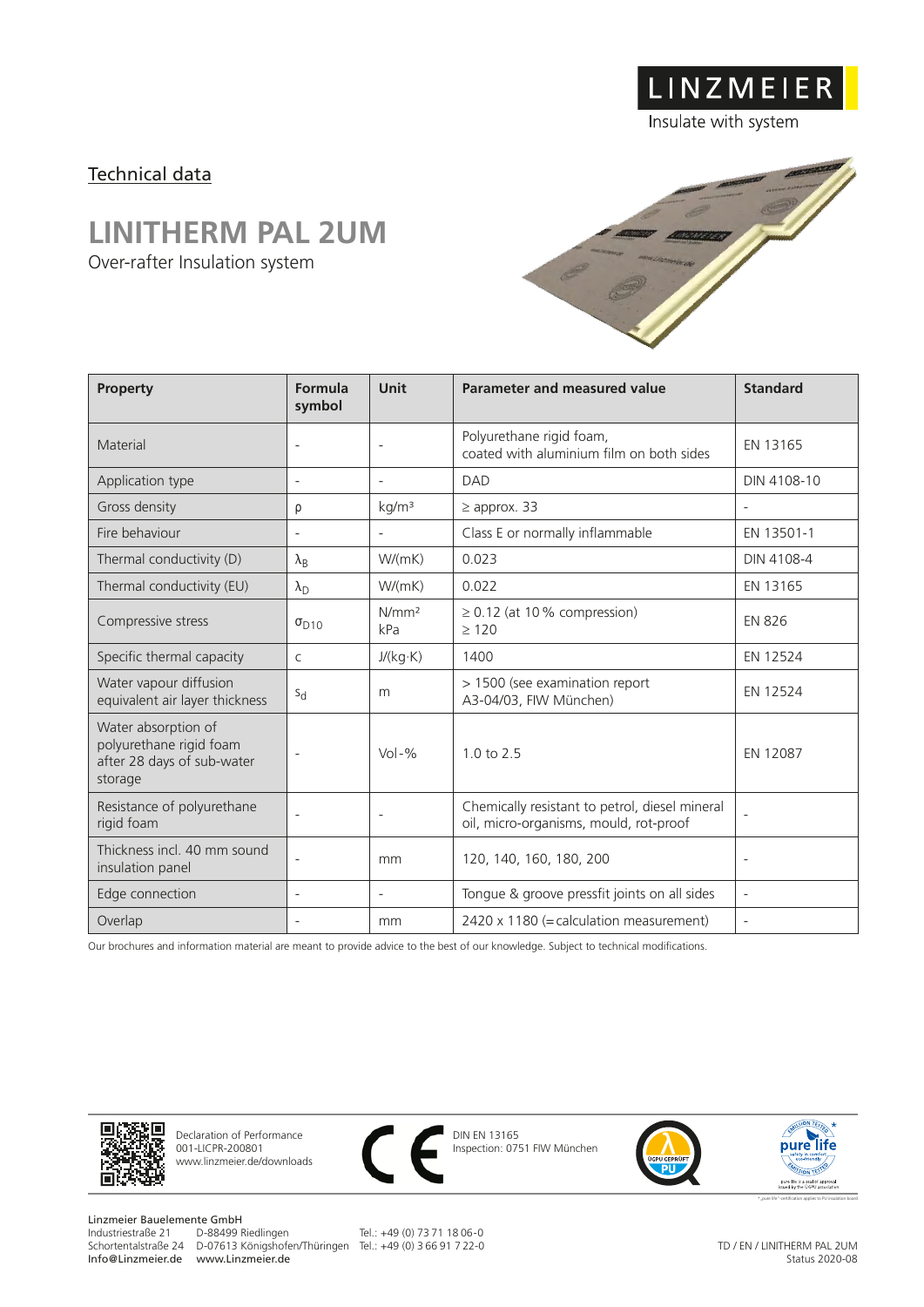LINZMEIER

Insulate with system

Technical data

# LINITHERM PAL 2UM

Over-rafter Insulation system

| Property | Formula symbol | Unit | Parameter and measured value | Standard |
|---|---|---|---|---|
| Material | - | - | Polyurethane rigid foam, coated with aluminium film on both sides | EN 13165 |
| Application type | - | - | DAD | DIN 4108-10 |
| Gross density | ρ | kg/m³ | ≥ approx. 33 | - |
| Fire behaviour | - | - | Class E or normally inflammable | EN 13501-1 |
| Thermal conductivity (D) | $\lambda_B$ | W/(mK) | 0.023 | DIN 4108-4 |
| Thermal conductivity (EU) | $\lambda_D$ | W/(mK) | 0.022 | EN 13165 |
| Compressive stress | $\sigma_{D10}$ | N/mm² kPa | ≥ 0.12 (at 10 % compression) ≥ 120 | EN 826 |
| Specific thermal capacity | c | J/(kg·K) | 1400 | EN 12524 |
| Water vapour diffusion equivalent air layer thickness | $s_d$ | m | > 1500 (see examination report A3-04/03, FIW München) | EN 12524 |
| Water absorption of polyurethane rigid foam after 28 days of sub-water storage | - | Vol-% | 1.0 to 2.5 | EN 12087 |
| Resistance of polyurethane rigid foam | - | - | Chemically resistant to petrol, diesel mineral oil, micro-organisms, mould, rot-proof | - |
| Thickness incl. 40 mm sound insulation panel | - | mm | 120, 140, 160, 180, 200 | - |
| Edge connection | - | - | Tongue & groove pressfit joints on all sides | - |
| Overlap | - | mm | 2420 x 1180 (= calculation measurement) | - |

Our brochures and information material are meant to provide advice to the best of our knowledge. Subject to technical modifications.

Declaration of Performance
001-LICPR-200801
www.linzmeier.de/downloads

DIN EN 13165
Inspection: 0751 FIW München

Linzmeier Bauelemente GmbH
Industriestraße 21 D-88499 Riedlingen Tel.: +49 (0) 73 71 18 06-0
Schortentalstraße 24 D-07613 Königshofen/Thüringen Tel.: +49 (0) 3 66 91 7 22-0
Info@Linzmeier.de www.Linzmeier.de

TD / EN / LINITHERM PAL 2UM
Status 2020-08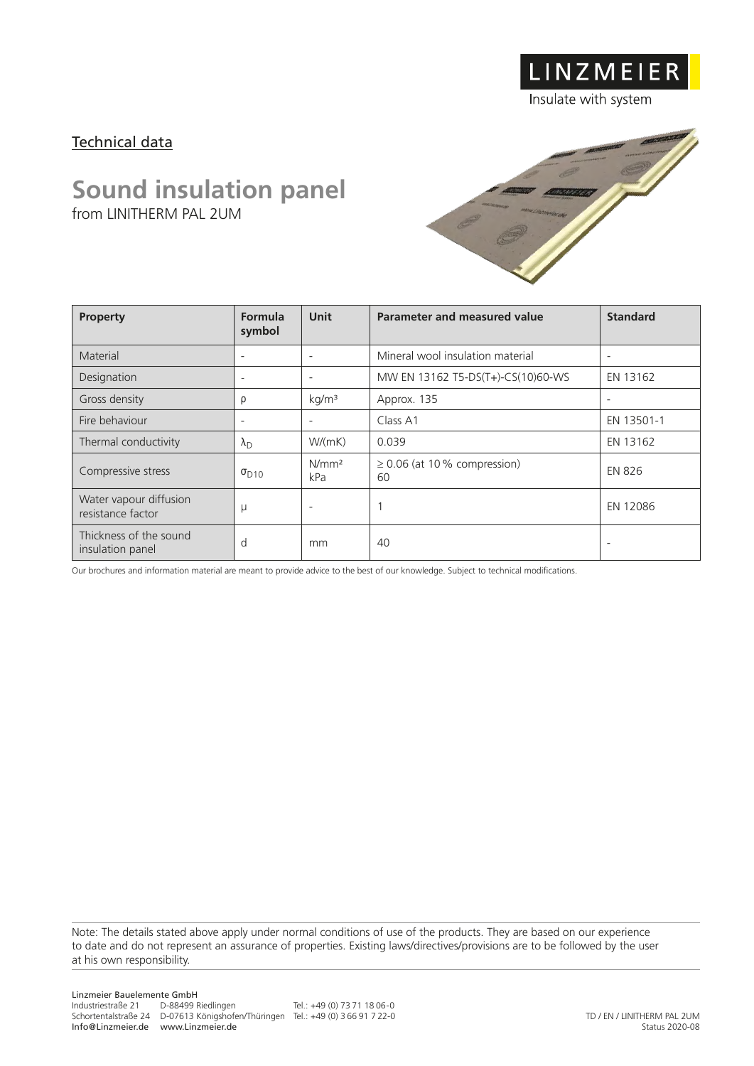LINZMEIER
Insulate with system

Technical data

# Sound insulation panel

from LINITHERM PAL 2UM

| Property | Formula symbol | Unit | Parameter and measured value | Standard |
|---|---|---|---|---|
| Material | - | - | Mineral wool insulation material | - |
| Designation | - | - | MW EN 13162 T5-DS(T+)-CS(10)60-WS | EN 13162 |
| Gross density | $\rho$ | $kg/m^3$ | Approx. 135 | - |
| Fire behaviour | - | - | Class A1 | EN 13501-1 |
| Thermal conductivity | $\lambda_D$ | W/(mK) | 0.039 | EN 13162 |
| Compressive stress | $\sigma_{D10}$ | $N/mm^2$ kPa | ≥ 0.06 (at 10 % compression) 60 | EN 826 |
| Water vapour diffusion resistance factor | $\mu$ | - | 1 | EN 12086 |
| Thickness of the sound insulation panel | d | mm | 40 | - |

Our brochures and information material are meant to provide advice to the best of our knowledge. Subject to technical modifications.

Note: The details stated above apply under normal conditions of use of the products. They are based on our experience to date and do not represent an assurance of properties. Existing laws/directives/provisions are to be followed by the user at his own responsibility.

Linzmeier Bauelemente GmbH
Industriestraße 21 D-88499 Riedlingen Tel.: +49 (0) 73 71 18 06-0
Schortentalstraße 24 D-07613 Königshofen/Thüringen Tel.: +49 (0) 3 66 91 7 22-0
Info@Linzmeier.de www.Linzmeier.de

TD / EN / LINITHERM PAL 2UM
Status 2020-08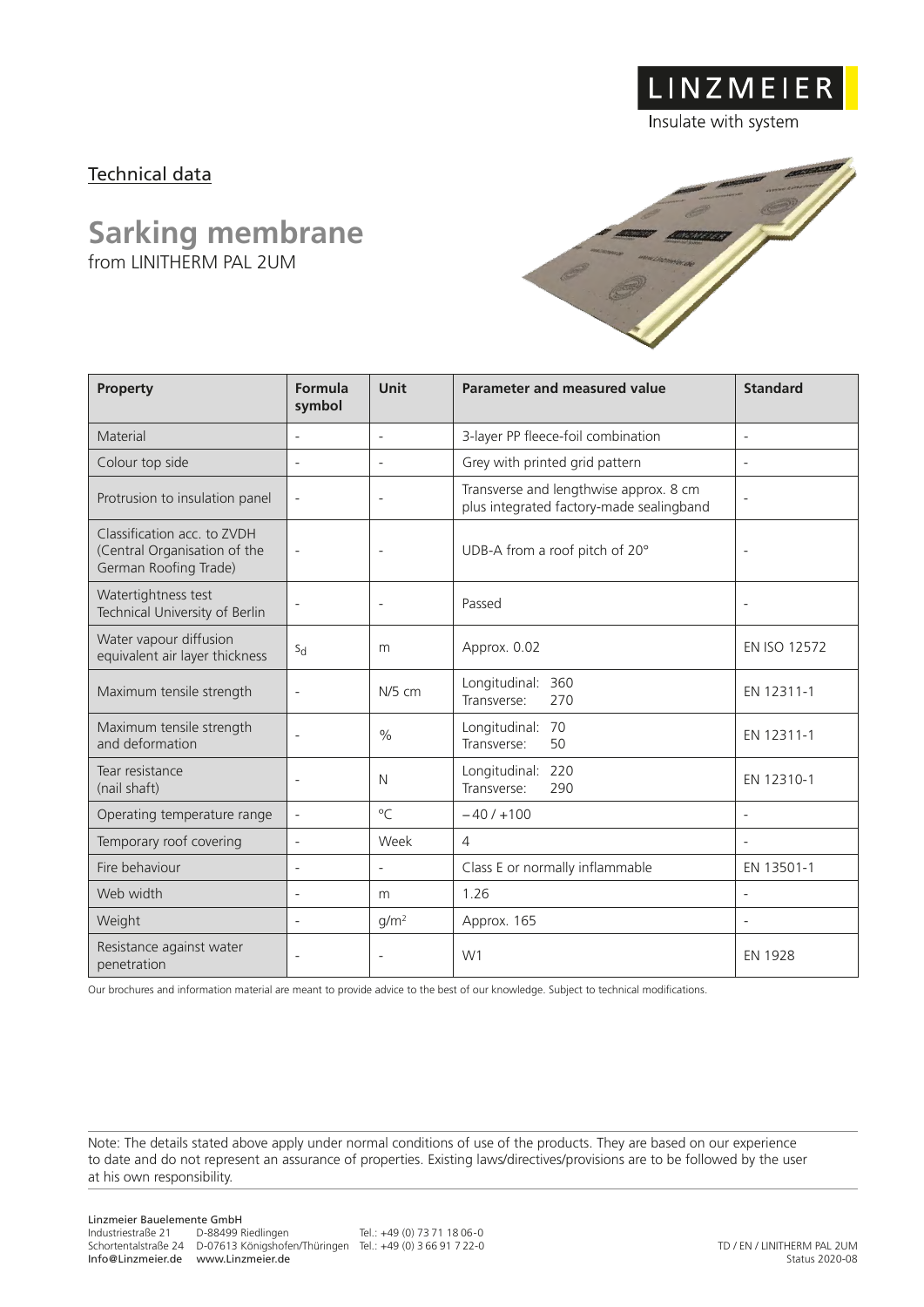LINZMEIER

Insulate with system

Technical data

# Sarking membrane

from LINITHERM PAL 2UM

| Property | Formula symbol | Unit | Parameter and measured value | Standard |
|---|---|---|---|---|
| Material | - | - | 3-layer PP fleece-foil combination | - |
| Colour top side | - | - | Grey with printed grid pattern | - |
| Protrusion to insulation panel | - | - | Transverse and lengthwise approx. 8 cm plus integrated factory-made sealingband | - |
| Classification acc. to ZVDH (Central Organisation of the German Roofing Trade) | - | - | UDB-A from a roof pitch of 20° | - |
| Watertightness test Technical University of Berlin | - | - | Passed | - |
| Water vapour diffusion equivalent air layer thickness | $s_d$ | m | Approx. 0.02 | EN ISO 12572 |
| Maximum tensile strength | - | N/5 cm | Longitudinal: 360<br>Transverse: 270 | EN 12311-1 |
| Maximum tensile strength and deformation | - | % | Longitudinal: 70<br>Transverse: 50 | EN 12311-1 |
| Tear resistance (nail shaft) | - | N | Longitudinal: 220<br>Transverse: 290 | EN 12310-1 |
| Operating temperature range | - | °C | −40 / +100 | - |
| Temporary roof covering | - | Week | 4 | - |
| Fire behaviour | - | - | Class E or normally inflammable | EN 13501-1 |
| Web width | - | m | 1.26 | - |
| Weight | - | $g/m^2$ | Approx. 165 | - |
| Resistance against water penetration | - | - | W1 | EN 1928 |

Our brochures and information material are meant to provide advice to the best of our knowledge. Subject to technical modifications.

Note: The details stated above apply under normal conditions of use of the products. They are based on our experience to date and do not represent an assurance of properties. Existing laws/directives/provisions are to be followed by the user at his own responsibility.

Linzmeier Bauelemente GmbH
Industriestraße 21 D-88499 Riedlingen Tel.: +49 (0) 73 71 18 06-0
Schortentalstraße 24 D-07613 Königshofen/Thüringen Tel.: +49 (0) 3 66 91 7 22-0
Info@Linzmeier.de www.Linzmeier.de

TD / EN / LINITHERM PAL 2UM
Status 2020-08